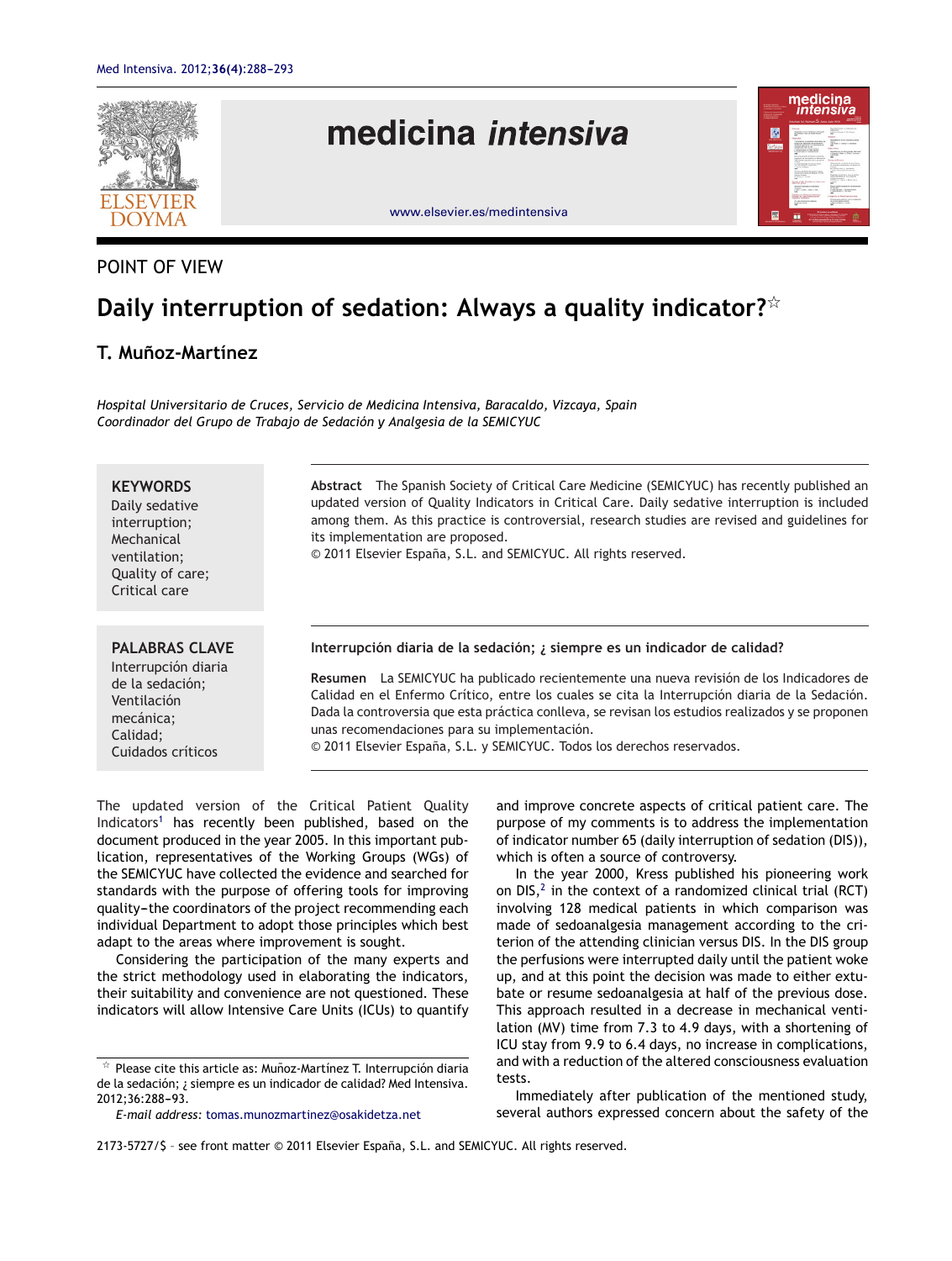POINT OF VIEW

# Daily interruption of sedation: Always a quality indicator?☆

## T. Muñoz-Martínez

*Hospital Universitario de Cruces, Servicio de Medicina Intensiva, Baracaldo, Vizcaya, Spain*
*Coordinador del Grupo de Trabajo de Sedación y Analgesia de la SEMICYUC*

**KEYWORDS**
Daily sedative interruption; Mechanical ventilation; Quality of care; Critical care

**Abstract** The Spanish Society of Critical Care Medicine (SEMICYUC) has recently published an updated version of Quality Indicators in Critical Care. Daily sedative interruption is included among them. As this practice is controversial, research studies are revised and guidelines for its implementation are proposed.
© 2011 Elsevier España, S.L. and SEMICYUC. All rights reserved.

**PALABRAS CLAVE**
Interrupción diaria de la sedación; Ventilación mecánica; Calidad; Cuidados críticos

**Interrupción diaria de la sedación; ¿ siempre es un indicador de calidad?**

**Resumen** La SEMICYUC ha publicado recientemente una nueva revisión de los Indicadores de Calidad en el Enfermo Crítico, entre los cuales se cita la Interrupción diaria de la Sedación. Dada la controversia que esta práctica conlleva, se revisan los estudios realizados y se proponen unas recomendaciones para su implementación.
© 2011 Elsevier España, S.L. y SEMICYUC. Todos los derechos reservados.

The updated version of the Critical Patient Quality Indicators[1] has recently been published, based on the document produced in the year 2005. In this important publication, representatives of the Working Groups (WGs) of the SEMICYUC have collected the evidence and searched for standards with the purpose of offering tools for improving quality–the coordinators of the project recommending each individual Department to adopt those principles which best adapt to the areas where improvement is sought.

Considering the participation of the many experts and the strict methodology used in elaborating the indicators, their suitability and convenience are not questioned. These indicators will allow Intensive Care Units (ICUs) to quantify and improve concrete aspects of critical patient care. The purpose of my comments is to address the implementation of indicator number 65 (daily interruption of sedation (DIS)), which is often a source of controversy.

In the year 2000, Kress published his pioneering work on DIS,[2] in the context of a randomized clinical trial (RCT) involving 128 medical patients in which comparison was made of sedoanalgesia management according to the criterion of the attending clinician versus DIS. In the DIS group the perfusions were interrupted daily until the patient woke up, and at this point the decision was made to either extubate or resume sedoanalgesia at half of the previous dose. This approach resulted in a decrease in mechanical ventilation (MV) time from 7.3 to 4.9 days, with a shortening of ICU stay from 9.9 to 6.4 days, no increase in complications, and with a reduction of the altered consciousness evaluation tests.

Immediately after publication of the mentioned study, several authors expressed concern about the safety of the

☆ Please cite this article as: Muñoz-Martínez T. Interrupción diaria de la sedación; ¿ siempre es un indicador de calidad? Med Intensiva. 2012;36:288–93.

*E-mail address:* tomas.munozmartinez@osakidetza.net

2173-5727/$ - see front matter © 2011 Elsevier España, S.L. and SEMICYUC. All rights reserved.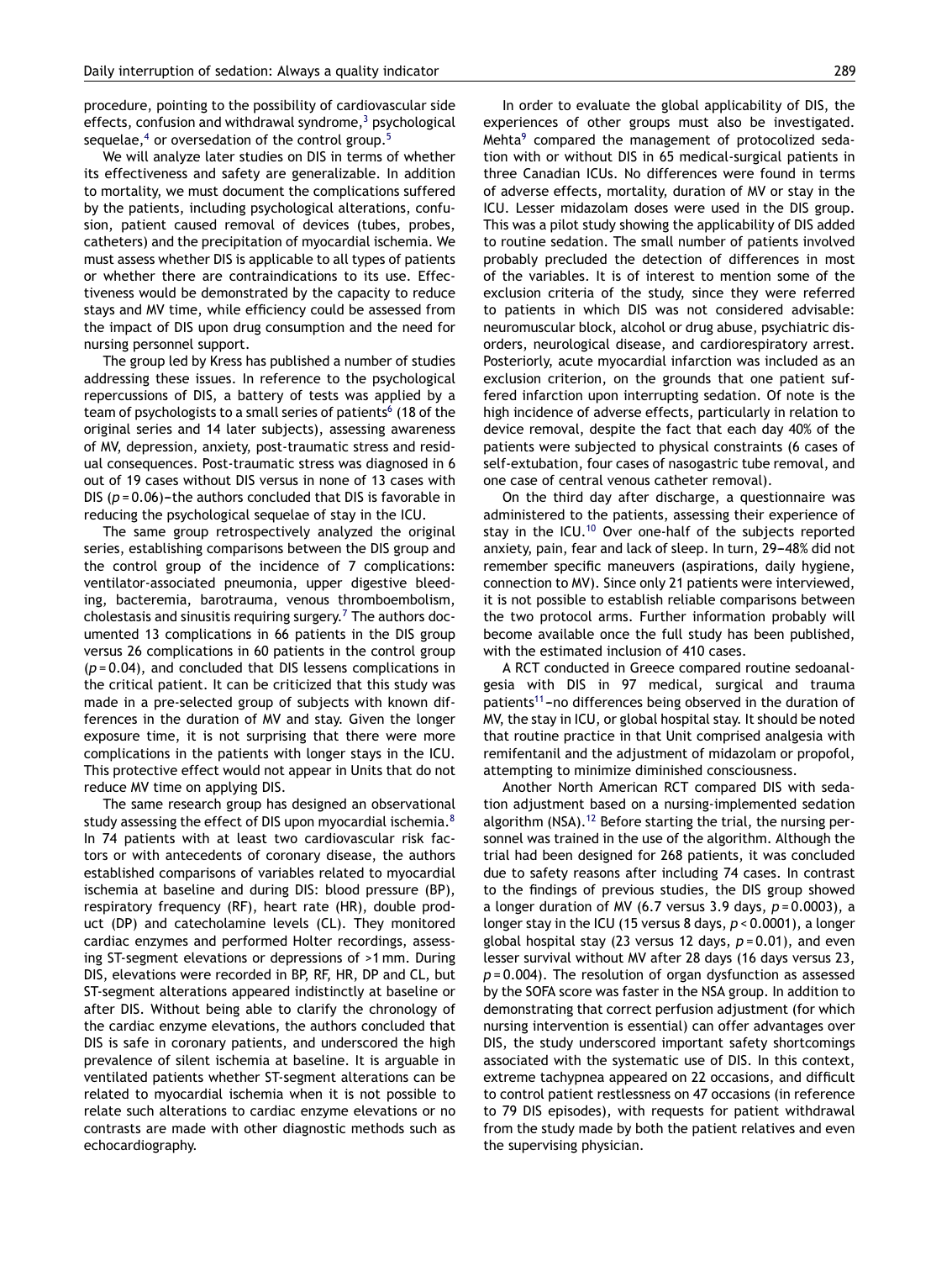procedure, pointing to the possibility of cardiovascular side effects, confusion and withdrawal syndrome,[3] psychological sequelae,[4] or oversedation of the control group.[5]

We will analyze later studies on DIS in terms of whether its effectiveness and safety are generalizable. In addition to mortality, we must document the complications suffered by the patients, including psychological alterations, confusion, patient caused removal of devices (tubes, probes, catheters) and the precipitation of myocardial ischemia. We must assess whether DIS is applicable to all types of patients or whether there are contraindications to its use. Effectiveness would be demonstrated by the capacity to reduce stays and MV time, while efficiency could be assessed from the impact of DIS upon drug consumption and the need for nursing personnel support.

The group led by Kress has published a number of studies addressing these issues. In reference to the psychological repercussions of DIS, a battery of tests was applied by a team of psychologists to a small series of patients[6] (18 of the original series and 14 later subjects), assessing awareness of MV, depression, anxiety, post-traumatic stress and residual consequences. Post-traumatic stress was diagnosed in 6 out of 19 cases without DIS versus in none of 13 cases with DIS ($p = 0.06$)—the authors concluded that DIS is favorable in reducing the psychological sequelae of stay in the ICU.

The same group retrospectively analyzed the original series, establishing comparisons between the DIS group and the control group of the incidence of 7 complications: ventilator-associated pneumonia, upper digestive bleeding, bacteremia, barotrauma, venous thromboembolism, cholestasis and sinusitis requiring surgery.[7] The authors documented 13 complications in 66 patients in the DIS group versus 26 complications in 60 patients in the control group ($p = 0.04$), and concluded that DIS lessens complications in the critical patient. It can be criticized that this study was made in a pre-selected group of subjects with known differences in the duration of MV and stay. Given the longer exposure time, it is not surprising that there were more complications in the patients with longer stays in the ICU. This protective effect would not appear in Units that do not reduce MV time on applying DIS.

The same research group has designed an observational study assessing the effect of DIS upon myocardial ischemia.[8] In 74 patients with at least two cardiovascular risk factors or with antecedents of coronary disease, the authors established comparisons of variables related to myocardial ischemia at baseline and during DIS: blood pressure (BP), respiratory frequency (RF), heart rate (HR), double product (DP) and catecholamine levels (CL). They monitored cardiac enzymes and performed Holter recordings, assessing ST-segment elevations or depressions of >1 mm. During DIS, elevations were recorded in BP, RF, HR, DP and CL, but ST-segment alterations appeared indistinctly at baseline or after DIS. Without being able to clarify the chronology of the cardiac enzyme elevations, the authors concluded that DIS is safe in coronary patients, and underscored the high prevalence of silent ischemia at baseline. It is arguable in ventilated patients whether ST-segment alterations can be related to myocardial ischemia when it is not possible to relate such alterations to cardiac enzyme elevations or no contrasts are made with other diagnostic methods such as echocardiography.

In order to evaluate the global applicability of DIS, the experiences of other groups must also be investigated. Mehta[9] compared the management of protocolized sedation with or without DIS in 65 medical-surgical patients in three Canadian ICUs. No differences were found in terms of adverse effects, mortality, duration of MV or stay in the ICU. Lesser midazolam doses were used in the DIS group. This was a pilot study showing the applicability of DIS added to routine sedation. The small number of patients involved probably precluded the detection of differences in most of the variables. It is of interest to mention some of the exclusion criteria of the study, since they were referred to patients in which DIS was not considered advisable: neuromuscular block, alcohol or drug abuse, psychiatric disorders, neurological disease, and cardiorespiratory arrest. Posteriorly, acute myocardial infarction was included as an exclusion criterion, on the grounds that one patient suffered infarction upon interrupting sedation. Of note is the high incidence of adverse effects, particularly in relation to device removal, despite the fact that each day 40% of the patients were subjected to physical constraints (6 cases of self-extubation, four cases of nasogastric tube removal, and one case of central venous catheter removal).

On the third day after discharge, a questionnaire was administered to the patients, assessing their experience of stay in the ICU.[10] Over one-half of the subjects reported anxiety, pain, fear and lack of sleep. In turn, 29–48% did not remember specific maneuvers (aspirations, daily hygiene, connection to MV). Since only 21 patients were interviewed, it is not possible to establish reliable comparisons between the two protocol arms. Further information probably will become available once the full study has been published, with the estimated inclusion of 410 cases.

A RCT conducted in Greece compared routine sedoanalgesia with DIS in 97 medical, surgical and trauma patients[11]—no differences being observed in the duration of MV, the stay in ICU, or global hospital stay. It should be noted that routine practice in that Unit comprised analgesia with remifentanil and the adjustment of midazolam or propofol, attempting to minimize diminished consciousness.

Another North American RCT compared DIS with sedation adjustment based on a nursing-implemented sedation algorithm (NSA).[12] Before starting the trial, the nursing personnel was trained in the use of the algorithm. Although the trial had been designed for 268 patients, it was concluded due to safety reasons after including 74 cases. In contrast to the findings of previous studies, the DIS group showed a longer duration of MV (6.7 versus 3.9 days, $p = 0.0003$), a longer stay in the ICU (15 versus 8 days, $p < 0.0001$), a longer global hospital stay (23 versus 12 days, $p = 0.01$), and even lesser survival without MV after 28 days (16 days versus 23, $p = 0.004$). The resolution of organ dysfunction as assessed by the SOFA score was faster in the NSA group. In addition to demonstrating that correct perfusion adjustment (for which nursing intervention is essential) can offer advantages over DIS, the study underscored important safety shortcomings associated with the systematic use of DIS. In this context, extreme tachypnea appeared on 22 occasions, and difficult to control patient restlessness on 47 occasions (in reference to 79 DIS episodes), with requests for patient withdrawal from the study made by both the patient relatives and even the supervising physician.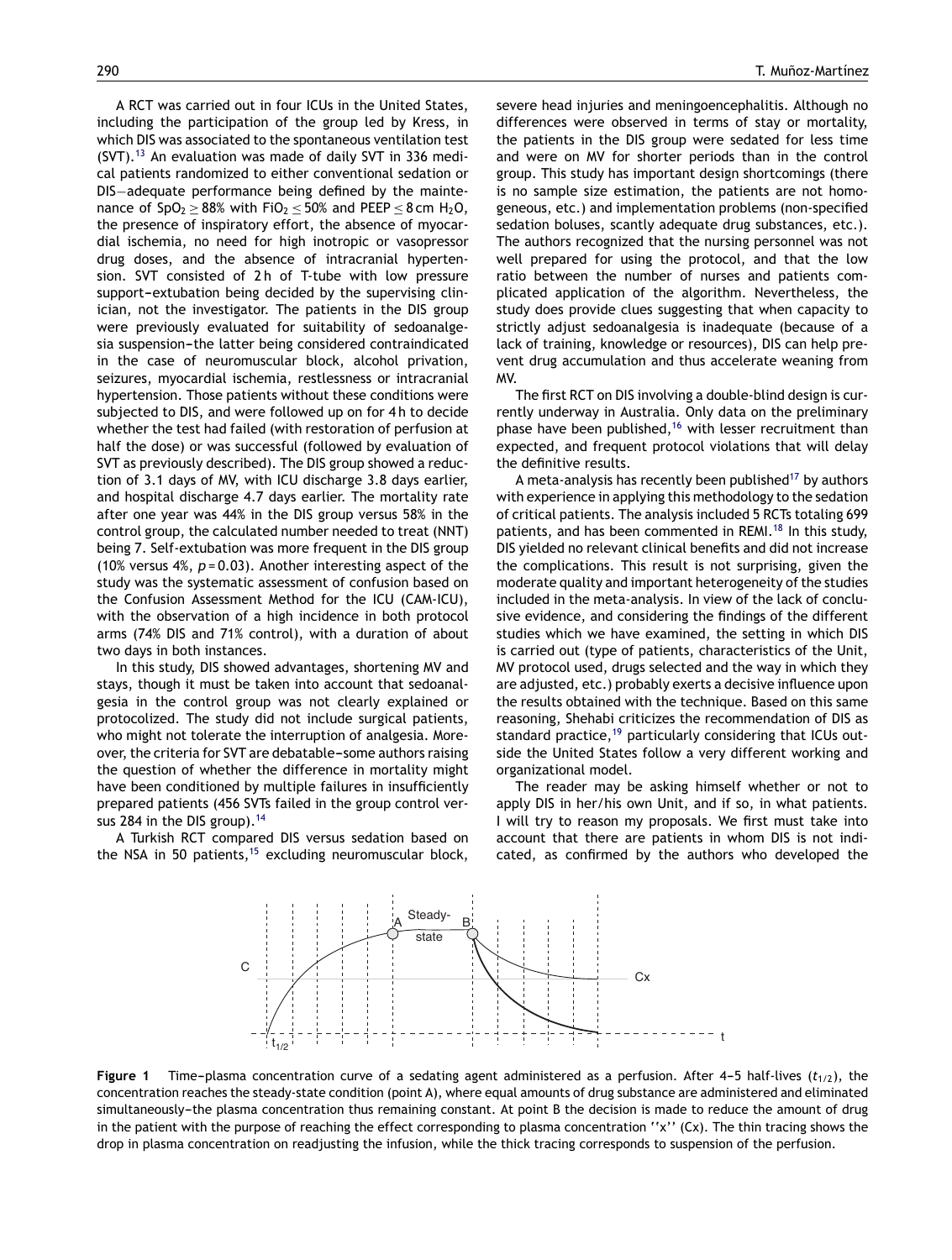A RCT was carried out in four ICUs in the United States, including the participation of the group led by Kress, in which DIS was associated to the spontaneous ventilation test (SVT).[13] An evaluation was made of daily SVT in 336 medical patients randomized to either conventional sedation or DIS—adequate performance being defined by the maintenance of $SpO_2 \geq 88\%$ with $FiO_2 \leq 50\%$ and PEEP $\leq 8$ cm $H_2O$, the presence of inspiratory effort, the absence of myocardial ischemia, no need for high inotropic or vasopressor drug doses, and the absence of intracranial hypertension. SVT consisted of 2 h of T-tube with low pressure support—extubation being decided by the supervising clinician, not the investigator. The patients in the DIS group were previously evaluated for suitability of sedoanalgesia suspension—the latter being considered contraindicated in the case of neuromuscular block, alcohol privation, seizures, myocardial ischemia, restlessness or intracranial hypertension. Those patients without these conditions were subjected to DIS, and were followed up on for 4 h to decide whether the test had failed (with restoration of perfusion at half the dose) or was successful (followed by evaluation of SVT as previously described). The DIS group showed a reduction of 3.1 days of MV, with ICU discharge 3.8 days earlier, and hospital discharge 4.7 days earlier. The mortality rate after one year was 44% in the DIS group versus 58% in the control group, the calculated number needed to treat (NNT) being 7. Self-extubation was more frequent in the DIS group (10% versus 4%, $p = 0.03$). Another interesting aspect of the study was the systematic assessment of confusion based on the Confusion Assessment Method for the ICU (CAM-ICU), with the observation of a high incidence in both protocol arms (74% DIS and 71% control), with a duration of about two days in both instances.

In this study, DIS showed advantages, shortening MV and stays, though it must be taken into account that sedoanalgesia in the control group was not clearly explained or protocolized. The study did not include surgical patients, who might not tolerate the interruption of analgesia. Moreover, the criteria for SVT are debatable—some authors raising the question of whether the difference in mortality might have been conditioned by multiple failures in insufficiently prepared patients (456 SVTs failed in the group control versus 284 in the DIS group).[14]

A Turkish RCT compared DIS versus sedation based on the NSA in 50 patients,[15] excluding neuromuscular block, severe head injuries and meningoencephalitis. Although no differences were observed in terms of stay or mortality, the patients in the DIS group were sedated for less time and were on MV for shorter periods than in the control group. This study has important design shortcomings (there is no sample size estimation, the patients are not homogeneous, etc.) and implementation problems (non-specified sedation boluses, scantly adequate drug substances, etc.). The authors recognized that the nursing personnel was not well prepared for using the protocol, and that the low ratio between the number of nurses and patients complicated application of the algorithm. Nevertheless, the study does provide clues suggesting that when capacity to strictly adjust sedoanalgesia is inadequate (because of a lack of training, knowledge or resources), DIS can help prevent drug accumulation and thus accelerate weaning from MV.

The first RCT on DIS involving a double-blind design is currently underway in Australia. Only data on the preliminary phase have been published,[16] with lesser recruitment than expected, and frequent protocol violations that will delay the definitive results.

A meta-analysis has recently been published[17] by authors with experience in applying this methodology to the sedation of critical patients. The analysis included 5 RCTs totaling 699 patients, and has been commented in REMI.[18] In this study, DIS yielded no relevant clinical benefits and did not increase the complications. This result is not surprising, given the moderate quality and important heterogeneity of the studies included in the meta-analysis. In view of the lack of conclusive evidence, and considering the findings of the different studies which we have examined, the setting in which DIS is carried out (type of patients, characteristics of the Unit, MV protocol used, drugs selected and the way in which they are adjusted, etc.) probably exerts a decisive influence upon the results obtained with the technique. Based on this same reasoning, Shehabi criticizes the recommendation of DIS as standard practice,[19] particularly considering that ICUs outside the United States follow a very different working and organizational model.

The reader may be asking himself whether or not to apply DIS in her/his own Unit, and if so, in what patients. I will try to reason my proposals. We first must take into account that there are patients in whom DIS is not indicated, as confirmed by the authors who developed the

**Figure 1** Time–plasma concentration curve of a sedating agent administered as a perfusion. After 4–5 half-lives ($t_{1/2}$), the concentration reaches the steady-state condition (point A), where equal amounts of drug substance are administered and eliminated simultaneously—the plasma concentration thus remaining constant. At point B the decision is made to reduce the amount of drug in the patient with the purpose of reaching the effect corresponding to plasma concentration ''x'' (Cx). The thin tracing shows the drop in plasma concentration on readjusting the infusion, while the thick tracing corresponds to suspension of the perfusion.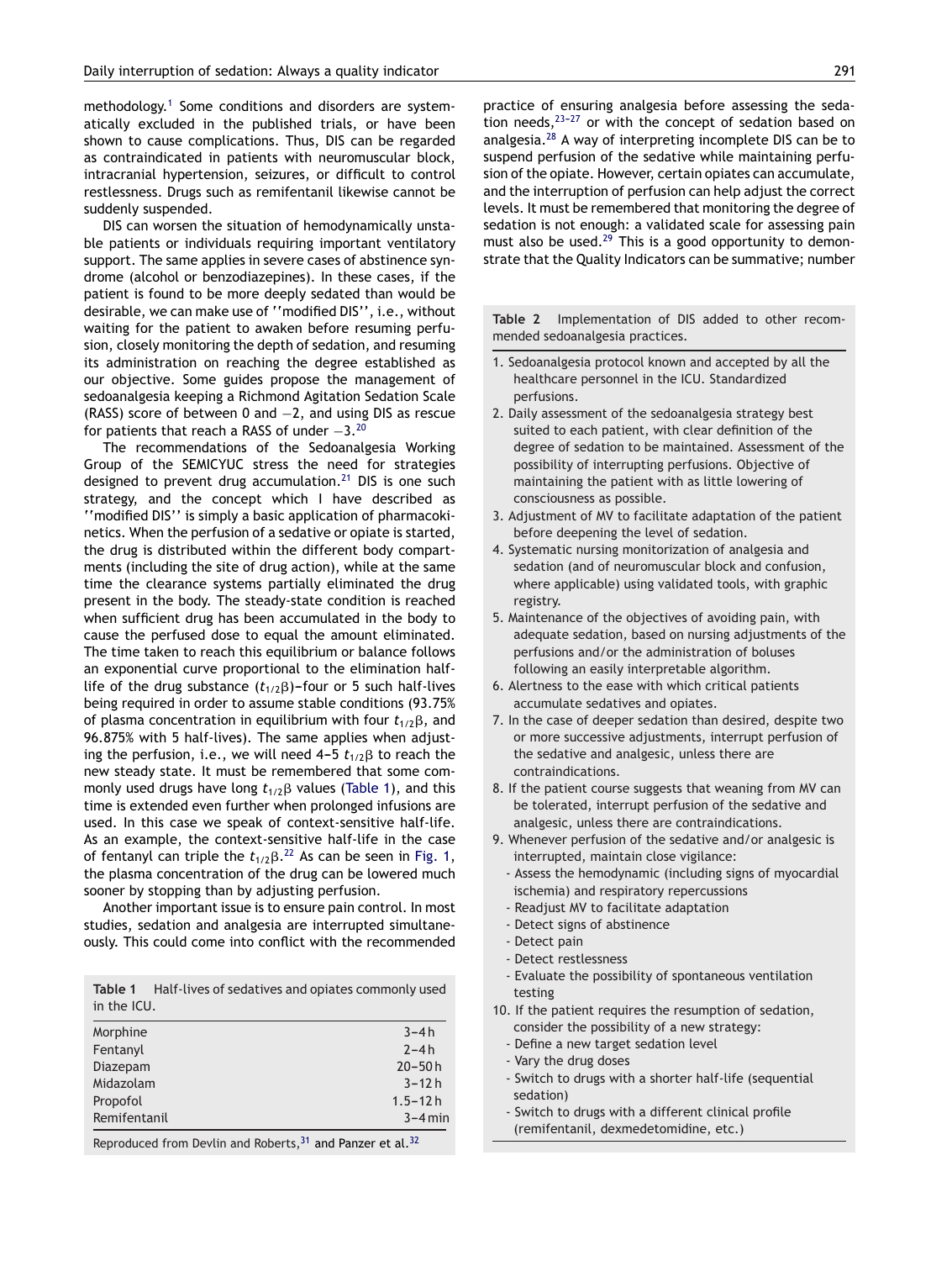methodology.[1] Some conditions and disorders are systematically excluded in the published trials, or have been shown to cause complications. Thus, DIS can be regarded as contraindicated in patients with neuromuscular block, intracranial hypertension, seizures, or difficult to control restlessness. Drugs such as remifentanil likewise cannot be suddenly suspended.

DIS can worsen the situation of hemodynamically unstable patients or individuals requiring important ventilatory support. The same applies in severe cases of abstinence syndrome (alcohol or benzodiazepines). In these cases, if the patient is found to be more deeply sedated than would be desirable, we can make use of ''modified DIS'', i.e., without waiting for the patient to awaken before resuming perfusion, closely monitoring the depth of sedation, and resuming its administration on reaching the degree established as our objective. Some guides propose the management of sedoanalgesia keeping a Richmond Agitation Sedation Scale (RASS) score of between 0 and −2, and using DIS as rescue for patients that reach a RASS of under −3.[20]

The recommendations of the Sedoanalgesia Working Group of the SEMICYUC stress the need for strategies designed to prevent drug accumulation.[21] DIS is one such strategy, and the concept which I have described as ''modified DIS'' is simply a basic application of pharmacokinetics. When the perfusion of a sedative or opiate is started, the drug is distributed within the different body compartments (including the site of drug action), while at the same time the clearance systems partially eliminated the drug present in the body. The steady-state condition is reached when sufficient drug has been accumulated in the body to cause the perfused dose to equal the amount eliminated. The time taken to reach this equilibrium or balance follows an exponential curve proportional to the elimination half-life of the drug substance ($t_{1/2}\beta$)—four or 5 such half-lives being required in order to assume stable conditions (93.75% of plasma concentration in equilibrium with four $t_{1/2}\beta$, and 96.875% with 5 half-lives). The same applies when adjusting the perfusion, i.e., we will need 4–5 $t_{1/2}\beta$ to reach the new steady state. It must be remembered that some commonly used drugs have long $t_{1/2}\beta$ values (Table 1), and this time is extended even further when prolonged infusions are used. In this case we speak of context-sensitive half-life. As an example, the context-sensitive half-life in the case of fentanyl can triple the $t_{1/2}\beta$.[22] As can be seen in Fig. 1, the plasma concentration of the drug can be lowered much sooner by stopping than by adjusting perfusion.

Another important issue is to ensure pain control. In most studies, sedation and analgesia are interrupted simultaneously. This could come into conflict with the recommended practice of ensuring analgesia before assessing the sedation needs,[23–27] or with the concept of sedation based on analgesia.[28] A way of interpreting incomplete DIS can be to suspend perfusion of the sedative while maintaining perfusion of the opiate. However, certain opiates can accumulate, and the interruption of perfusion can help adjust the correct levels. It must be remembered that monitoring the degree of sedation is not enough: a validated scale for assessing pain must also be used.[29] This is a good opportunity to demonstrate that the Quality Indicators can be summative; number

**Table 1** Half-lives of sedatives and opiates commonly used in the ICU.

| | |
|---|---|
| Morphine | 3–4 h |
| Fentanyl | 2–4 h |
| Diazepam | 20–50 h |
| Midazolam | 3–12 h |
| Propofol | 1.5–12 h |
| Remifentanil | 3–4 min |

Reproduced from Devlin and Roberts,[31] and Panzer et al.[32]

**Table 2** Implementation of DIS added to other recommended sedoanalgesia practices.

1. Sedoanalgesia protocol known and accepted by all the healthcare personnel in the ICU. Standardized perfusions.
2. Daily assessment of the sedoanalgesia strategy best suited to each patient, with clear definition of the degree of sedation to be maintained. Assessment of the possibility of interrupting perfusions. Objective of maintaining the patient with as little lowering of consciousness as possible.
3. Adjustment of MV to facilitate adaptation of the patient before deepening the level of sedation.
4. Systematic nursing monitorization of analgesia and sedation (and of neuromuscular block and confusion, where applicable) using validated tools, with graphic registry.
5. Maintenance of the objectives of avoiding pain, with adequate sedation, based on nursing adjustments of the perfusions and/or the administration of boluses following an easily interpretable algorithm.
6. Alertness to the ease with which critical patients accumulate sedatives and opiates.
7. In the case of deeper sedation than desired, despite two or more successive adjustments, interrupt perfusion of the sedative and analgesic, unless there are contraindications.
8. If the patient course suggests that weaning from MV can be tolerated, interrupt perfusion of the sedative and analgesic, unless there are contraindications.
9. Whenever perfusion of the sedative and/or analgesic is interrupted, maintain close vigilance:
   - Assess the hemodynamic (including signs of myocardial ischemia) and respiratory repercussions
   - Readjust MV to facilitate adaptation
   - Detect signs of abstinence
   - Detect pain
   - Detect restlessness
   - Evaluate the possibility of spontaneous ventilation testing
10. If the patient requires the resumption of sedation, consider the possibility of a new strategy:
    - Define a new target sedation level
    - Vary the drug doses
    - Switch to drugs with a shorter half-life (sequential sedation)
    - Switch to drugs with a different clinical profile (remifentanil, dexmedetomidine, etc.)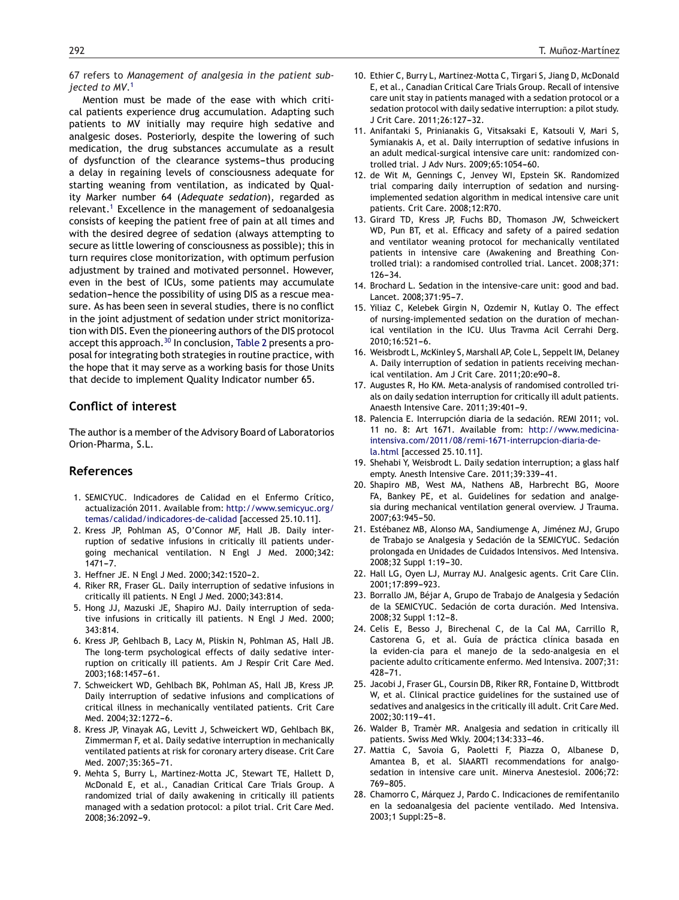67 refers to *Management of analgesia in the patient subjected to MV*.[1]

Mention must be made of the ease with which critical patients experience drug accumulation. Adapting such patients to MV initially may require high sedative and analgesic doses. Posteriorly, despite the lowering of such medication, the drug substances accumulate as a result of dysfunction of the clearance systems−thus producing a delay in regaining levels of consciousness adequate for starting weaning from ventilation, as indicated by Quality Marker number 64 (*Adequate sedation*), regarded as relevant.[1] Excellence in the management of sedoanalgesia consists of keeping the patient free of pain at all times and with the desired degree of sedation (always attempting to secure as little lowering of consciousness as possible); this in turn requires close monitorization, with optimum perfusion adjustment by trained and motivated personnel. However, even in the best of ICUs, some patients may accumulate sedation−hence the possibility of using DIS as a rescue measure. As has been seen in several studies, there is no conflict in the joint adjustment of sedation under strict monitorization with DIS. Even the pioneering authors of the DIS protocol accept this approach.[30] In conclusion, Table 2 presents a proposal for integrating both strategies in routine practice, with the hope that it may serve as a working basis for those Units that decide to implement Quality Indicator number 65.

## Conflict of interest

The author is a member of the Advisory Board of Laboratorios Orion-Pharma, S.L.

## References

1. SEMICYUC. Indicadores de Calidad en el Enfermo Crítico, actualización 2011. Available from: http://www.semicyuc.org/temas/calidad/indicadores-de-calidad [accessed 25.10.11].
2. Kress JP, Pohlman AS, O'Connor MF, Hall JB. Daily interruption of sedative infusions in critically ill patients undergoing mechanical ventilation. N Engl J Med. 2000;342:1471−7.
3. Heffner JE. N Engl J Med. 2000;342:1520−2.
4. Riker RR, Fraser GL. Daily interruption of sedative infusions in critically ill patients. N Engl J Med. 2000;343:814.
5. Hong JJ, Mazuski JE, Shapiro MJ. Daily interruption of sedative infusions in critically ill patients. N Engl J Med. 2000;343:814.
6. Kress JP, Gehlbach B, Lacy M, Pliskin N, Pohlman AS, Hall JB. The long-term psychological effects of daily sedative interruption on critically ill patients. Am J Respir Crit Care Med. 2003;168:1457−61.
7. Schweickert WD, Gehlbach BK, Pohlman AS, Hall JB, Kress JP. Daily interruption of sedative infusions and complications of critical illness in mechanically ventilated patients. Crit Care Med. 2004;32:1272−6.
8. Kress JP, Vinayak AG, Levitt J, Schweickert WD, Gehlbach BK, Zimmerman F, et al. Daily sedative interruption in mechanically ventilated patients at risk for coronary artery disease. Crit Care Med. 2007;35:365−71.
9. Mehta S, Burry L, Martinez-Motta JC, Stewart TE, Hallett D, McDonald E, et al., Canadian Critical Care Trials Group. A randomized trial of daily awakening in critically ill patients managed with a sedation protocol: a pilot trial. Crit Care Med. 2008;36:2092−9.
10. Ethier C, Burry L, Martinez-Motta C, Tirgari S, Jiang D, McDonald E, et al., Canadian Critical Care Trials Group. Recall of intensive care unit stay in patients managed with a sedation protocol or a sedation protocol with daily sedative interruption: a pilot study. J Crit Care. 2011;26:127−32.
11. Anifantaki S, Prinianakis G, Vitsaksaki E, Katsouli V, Mari S, Symianakis A, et al. Daily interruption of sedative infusions in an adult medical-surgical intensive care unit: randomized controlled trial. J Adv Nurs. 2009;65:1054−60.
12. de Wit M, Gennings C, Jenvey WI, Epstein SK. Randomized trial comparing daily interruption of sedation and nursing-implemented sedation algorithm in medical intensive care unit patients. Crit Care. 2008;12:R70.
13. Girard TD, Kress JP, Fuchs BD, Thomason JW, Schweickert WD, Pun BT, et al. Efficacy and safety of a paired sedation and ventilator weaning protocol for mechanically ventilated patients in intensive care (Awakening and Breathing Controlled trial): a randomised controlled trial. Lancet. 2008;371:126−34.
14. Brochard L. Sedation in the intensive-care unit: good and bad. Lancet. 2008;371:95−7.
15. Yiliaz C, Kelebek Girgin N, Ozdemir N, Kutlay O. The effect of nursing-implemented sedation on the duration of mechanical ventilation in the ICU. Ulus Travma Acil Cerrahi Derg. 2010;16:521−6.
16. Weisbrodt L, McKinley S, Marshall AP, Cole L, Seppelt IM, Delaney A. Daily interruption of sedation in patients receiving mechanical ventilation. Am J Crit Care. 2011;20:e90−8.
17. Augustes R, Ho KM. Meta-analysis of randomised controlled trials on daily sedation interruption for critically ill adult patients. Anaesth Intensive Care. 2011;39:401−9.
18. Palencia E. Interrupción diaria de la sedación. REMI 2011; vol. 11 no. 8: Art 1671. Available from: http://www.medicina-intensiva.com/2011/08/remi-1671-interrupcion-diaria-de-la.html [accessed 25.10.11].
19. Shehabi Y, Weisbrodt L. Daily sedation interruption; a glass half empty. Anesth Intensive Care. 2011;39:339−41.
20. Shapiro MB, West MA, Nathens AB, Harbrecht BG, Moore FA, Bankey PE, et al. Guidelines for sedation and analgesia during mechanical ventilation general overview. J Trauma. 2007;63:945−50.
21. Estébanez MB, Alonso MA, Sandiumenge A, Jiménez MJ, Grupo de Trabajo se Analgesia y Sedación de la SEMICYUC. Sedación prolongada en Unidades de Cuidados Intensivos. Med Intensiva. 2008;32 Suppl 1:19−30.
22. Hall LG, Oyen LJ, Murray MJ. Analgesic agents. Crit Care Clin. 2001;17:899−923.
23. Borrallo JM, Béjar A, Grupo de Trabajo de Analgesia y Sedación de la SEMICYUC. Sedación de corta duración. Med Intensiva. 2008;32 Suppl 1:12−8.
24. Celis E, Besso J, Birechenal C, de la Cal MA, Carrillo R, Castorena G, et al. Guía de práctica clínica basada en la eviden-cia para el manejo de la sedo-analgesia en el paciente adulto críticamente enfermo. Med Intensiva. 2007;31:428−71.
25. Jacobi J, Fraser GL, Coursin DB, Riker RR, Fontaine D, Wittbrodt W, et al. Clinical practice guidelines for the sustained use of sedatives and analgesics in the critically ill adult. Crit Care Med. 2002;30:119−41.
26. Walder B, Tramèr MR. Analgesia and sedation in critically ill patients. Swiss Med Wkly. 2004;134:333−46.
27. Mattia C, Savoia G, Paoletti F, Piazza O, Albanese D, Amantea B, et al. SIAARTI recommendations for analgo-sedation in intensive care unit. Minerva Anestesiol. 2006;72:769−805.
28. Chamorro C, Márquez J, Pardo C. Indicaciones de remifentanilo en la sedoanalgesia del paciente ventilado. Med Intensiva. 2003;1 Suppl:25−8.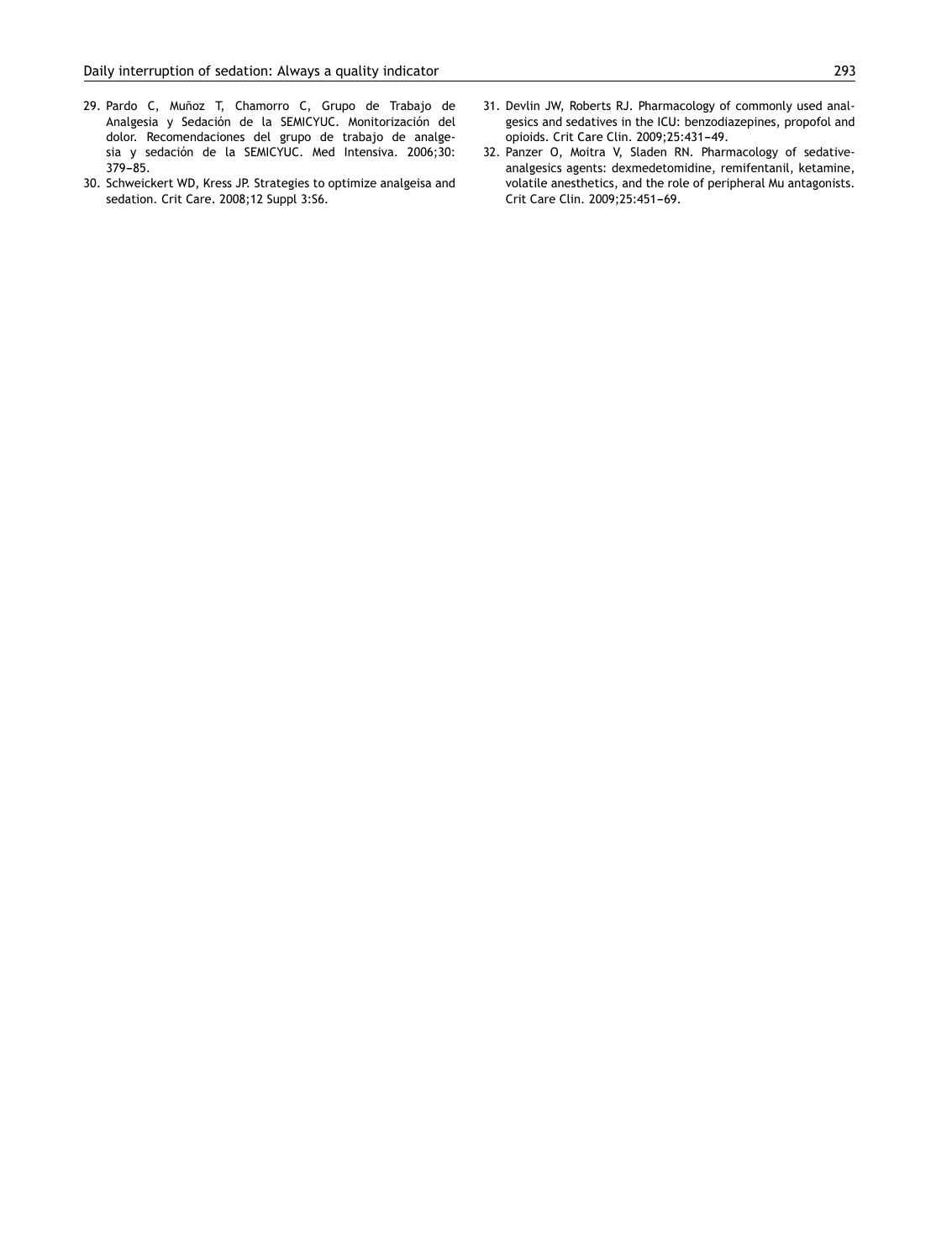29. Pardo C, Muñoz T, Chamorro C, Grupo de Trabajo de Analgesia y Sedación de la SEMICYUC. Monitorización del dolor. Recomendaciones del grupo de trabajo de analgesia y sedación de la SEMICYUC. Med Intensiva. 2006;30: 379–85.
30. Schweickert WD, Kress JP. Strategies to optimize analgeisa and sedation. Crit Care. 2008;12 Suppl 3:S6.
31. Devlin JW, Roberts RJ. Pharmacology of commonly used analgesics and sedatives in the ICU: benzodiazepines, propofol and opioids. Crit Care Clin. 2009;25:431–49.
32. Panzer O, Moitra V, Sladen RN. Pharmacology of sedative-analgesics agents: dexmedetomidine, remifentanil, ketamine, volatile anesthetics, and the role of peripheral Mu antagonists. Crit Care Clin. 2009;25:451–69.